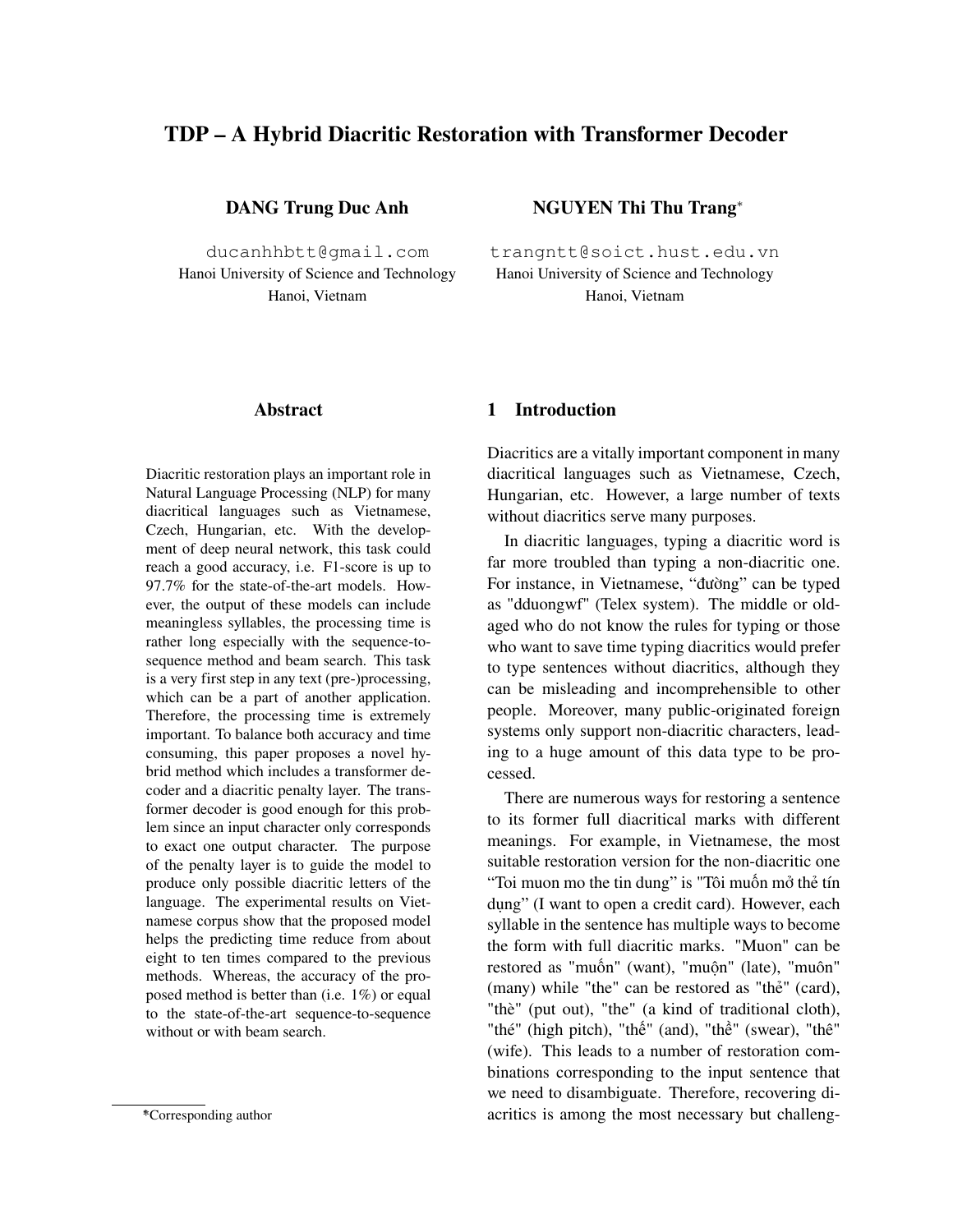# TDP – A Hybrid Diacritic Restoration with Transformer Decoder

**DANG Trung Duc Anh**

ducanhhbtt@gmail.com
Hanoi University of Science and Technology
Hanoi, Vietnam

**NGUYEN Thi Thu Trang***

trangntt@soict.hust.edu.vn
Hanoi University of Science and Technology
Hanoi, Vietnam

## Abstract

Diacritic restoration plays an important role in Natural Language Processing (NLP) for many diacritical languages such as Vietnamese, Czech, Hungarian, etc. With the development of deep neural network, this task could reach a good accuracy, i.e. F1-score is up to 97.7% for the state-of-the-art models. However, the output of these models can include meaningless syllables, the processing time is rather long especially with the sequence-to-sequence method and beam search. This task is a very first step in any text (pre-)processing, which can be a part of another application. Therefore, the processing time is extremely important. To balance both accuracy and time consuming, this paper proposes a novel hybrid method which includes a transformer decoder and a diacritic penalty layer. The transformer decoder is good enough for this problem since an input character only corresponds to exact one output character. The purpose of the penalty layer is to guide the model to produce only possible diacritic letters of the language. The experimental results on Vietnamese corpus show that the proposed model helps the predicting time reduce from about eight to ten times compared to the previous methods. Whereas, the accuracy of the proposed method is better than (i.e. 1%) or equal to the state-of-the-art sequence-to-sequence without or with beam search.

*Corresponding author

## 1 Introduction

Diacritics are a vitally important component in many diacritical languages such as Vietnamese, Czech, Hungarian, etc. However, a large number of texts without diacritics serve many purposes.

In diacritic languages, typing a diacritic word is far more troubled than typing a non-diacritic one. For instance, in Vietnamese, "đường" can be typed as "dduongwf" (Telex system). The middle or old-aged who do not know the rules for typing or those who want to save time typing diacritics would prefer to type sentences without diacritics, although they can be misleading and incomprehensible to other people. Moreover, many public-originated foreign systems only support non-diacritic characters, leading to a huge amount of this data type to be processed.

There are numerous ways for restoring a sentence to its former full diacritical marks with different meanings. For example, in Vietnamese, the most suitable restoration version for the non-diacritic one "Toi muon mo the tin dung" is "Tôi muốn mở thẻ tín dụng" (I want to open a credit card). However, each syllable in the sentence has multiple ways to become the form with full diacritic marks. "Muon" can be restored as "muốn" (want), "muộn" (late), "muôn" (many) while "the" can be restored as "thẻ" (card), "thè" (put out), "the" (a kind of traditional cloth), "thé" (high pitch), "thế" (and), "thề" (swear), "thê" (wife). This leads to a number of restoration combinations corresponding to the input sentence that we need to disambiguate. Therefore, recovering diacritics is among the most necessary but challeng-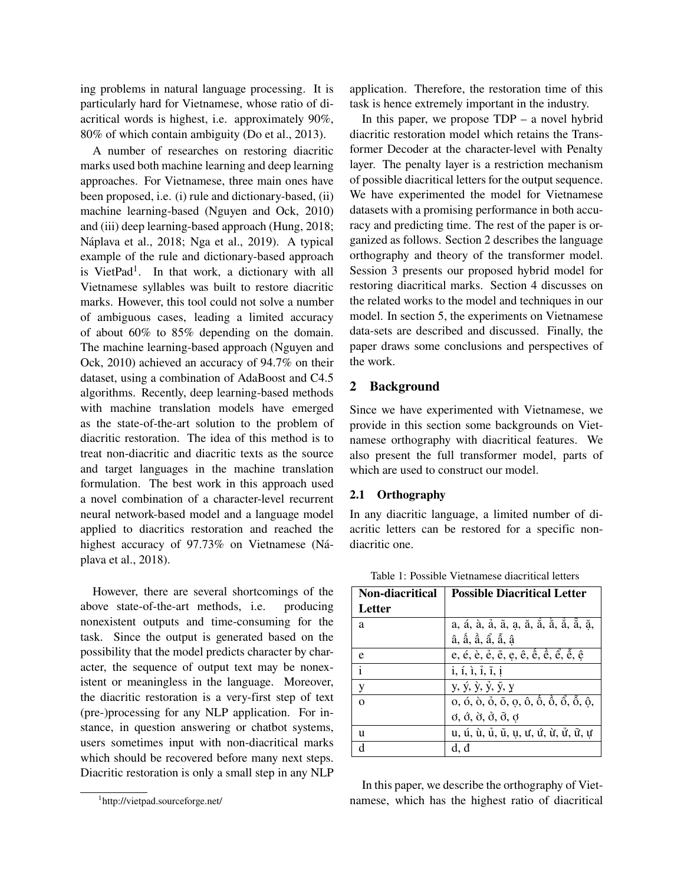ing problems in natural language processing. It is particularly hard for Vietnamese, whose ratio of diacritical words is highest, i.e. approximately 90%, 80% of which contain ambiguity (Do et al., 2013).

A number of researches on restoring diacritic marks used both machine learning and deep learning approaches. For Vietnamese, three main ones have been proposed, i.e. (i) rule and dictionary-based, (ii) machine learning-based (Nguyen and Ock, 2010) and (iii) deep learning-based approach (Hung, 2018; Náplava et al., 2018; Nga et al., 2019). A typical example of the rule and dictionary-based approach is VietPad[1]. In that work, a dictionary with all Vietnamese syllables was built to restore diacritic marks. However, this tool could not solve a number of ambiguous cases, leading a limited accuracy of about 60% to 85% depending on the domain. The machine learning-based approach (Nguyen and Ock, 2010) achieved an accuracy of 94.7% on their dataset, using a combination of AdaBoost and C4.5 algorithms. Recently, deep learning-based methods with machine translation models have emerged as the state-of-the-art solution to the problem of diacritic restoration. The idea of this method is to treat non-diacritic and diacritic texts as the source and target languages in the machine translation formulation. The best work in this approach used a novel combination of a character-level recurrent neural network-based model and a language model applied to diacritics restoration and reached the highest accuracy of 97.73% on Vietnamese (Náplava et al., 2018).

However, there are several shortcomings of the above state-of-the-art methods, i.e. producing nonexistent outputs and time-consuming for the task. Since the output is generated based on the possibility that the model predicts character by character, the sequence of output text may be nonexistent or meaningless in the language. Moreover, the diacritic restoration is a very-first step of text (pre-)processing for any NLP application. For instance, in question answering or chatbot systems, users sometimes input with non-diacritical marks which should be recovered before many next steps. Diacritic restoration is only a small step in any NLP application. Therefore, the restoration time of this task is hence extremely important in the industry.

In this paper, we propose TDP – a novel hybrid diacritic restoration model which retains the Transformer Decoder at the character-level with Penalty layer. The penalty layer is a restriction mechanism of possible diacritical letters for the output sequence. We have experimented the model for Vietnamese datasets with a promising performance in both accuracy and predicting time. The rest of the paper is organized as follows. Section 2 describes the language orthography and theory of the transformer model. Session 3 presents our proposed hybrid model for restoring diacritical marks. Section 4 discusses on the related works to the model and techniques in our model. In section 5, the experiments on Vietnamese data-sets are described and discussed. Finally, the paper draws some conclusions and perspectives of the work.

## 2 Background

Since we have experimented with Vietnamese, we provide in this section some backgrounds on Vietnamese orthography with diacritical features. We also present the full transformer model, parts of which are used to construct our model.

### 2.1 Orthography

In any diacritic language, a limited number of diacritic letters can be restored for a specific non-diacritic one.

Table 1: Possible Vietnamese diacritical letters

| Non-diacritical Letter | Possible Diacritical Letter |
|---|---|
| a | a, á, à, ả, ã, ạ, ă, ắ, ằ, ẳ, ẵ, ặ, â, ấ, ầ, ẩ, ẫ, ậ |
| e | e, é, è, ẻ, ẽ, ẹ, ê, ế, ề, ể, ễ, ệ |
| i | i, í, ì, ỉ, ĩ, ị |
| y | y, ý, ỳ, ỷ, ỹ, ỵ |
| o | o, ó, ò, ỏ, õ, ọ, ô, ố, ồ, ổ, ỗ, ộ, ơ, ớ, ờ, ở, ỡ, ợ |
| u | u, ú, ù, ủ, ũ, ụ, ư, ứ, ừ, ử, ữ, ự |
| d | d, đ |

In this paper, we describe the orthography of Vietnamese, which has the highest ratio of diacritical

[1] http://vietpad.sourceforge.net/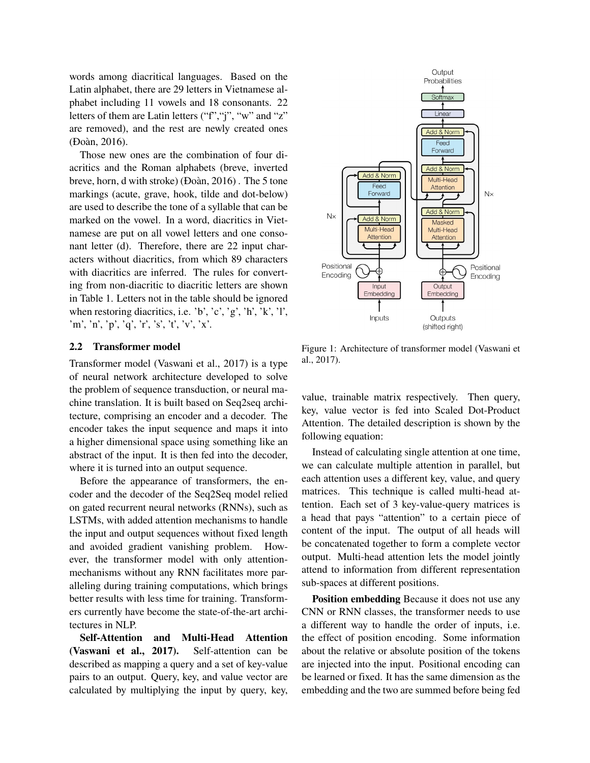words among diacritical languages. Based on the Latin alphabet, there are 29 letters in Vietnamese alphabet including 11 vowels and 18 consonants. 22 letters of them are Latin letters ("f","j", "w" and "z" are removed), and the rest are newly created ones (Đoàn, 2016).

Those new ones are the combination of four diacritics and the Roman alphabets (breve, inverted breve, horn, d with stroke) (Đoàn, 2016) . The 5 tone markings (acute, grave, hook, tilde and dot-below) are used to describe the tone of a syllable that can be marked on the vowel. In a word, diacritics in Vietnamese are put on all vowel letters and one consonant letter (d). Therefore, there are 22 input characters without diacritics, from which 89 characters with diacritics are inferred. The rules for converting from non-diacritic to diacritic letters are shown in Table 1. Letters not in the table should be ignored when restoring diacritics, i.e. 'b', 'c', 'g', 'h', 'k', 'l', 'm', 'n', 'p', 'q', 'r', 's', 't', 'v', 'x'.

## 2.2 Transformer model

Transformer model (Vaswani et al., 2017) is a type of neural network architecture developed to solve the problem of sequence transduction, or neural machine translation. It is built based on Seq2seq architecture, comprising an encoder and a decoder. The encoder takes the input sequence and maps it into a higher dimensional space using something like an abstract of the input. It is then fed into the decoder, where it is turned into an output sequence.

Before the appearance of transformers, the encoder and the decoder of the Seq2Seq model relied on gated recurrent neural networks (RNNs), such as LSTMs, with added attention mechanisms to handle the input and output sequences without fixed length and avoided gradient vanishing problem. However, the transformer model with only attention-mechanisms without any RNN facilitates more paralleling during training computations, which brings better results with less time for training. Transformers currently have become the state-of-the-art architectures in NLP.

**Self-Attention and Multi-Head Attention (Vaswani et al., 2017).** Self-attention can be described as mapping a query and a set of key-value pairs to an output. Query, key, and value vector are calculated by multiplying the input by query, key, value, trainable matrix respectively. Then query, key, value vector is fed into Scaled Dot-Product Attention. The detailed description is shown by the following equation:

Figure 1: Architecture of transformer model (Vaswani et al., 2017).

Instead of calculating single attention at one time, we can calculate multiple attention in parallel, but each attention uses a different key, value, and query matrices. This technique is called multi-head attention. Each set of 3 key-value-query matrices is a head that pays "attention" to a certain piece of content of the input. The output of all heads will be concatenated together to form a complete vector output. Multi-head attention lets the model jointly attend to information from different representation sub-spaces at different positions.

**Position embedding** Because it does not use any CNN or RNN classes, the transformer needs to use a different way to handle the order of inputs, i.e. the effect of position encoding. Some information about the relative or absolute position of the tokens are injected into the input. Positional encoding can be learned or fixed. It has the same dimension as the embedding and the two are summed before being fed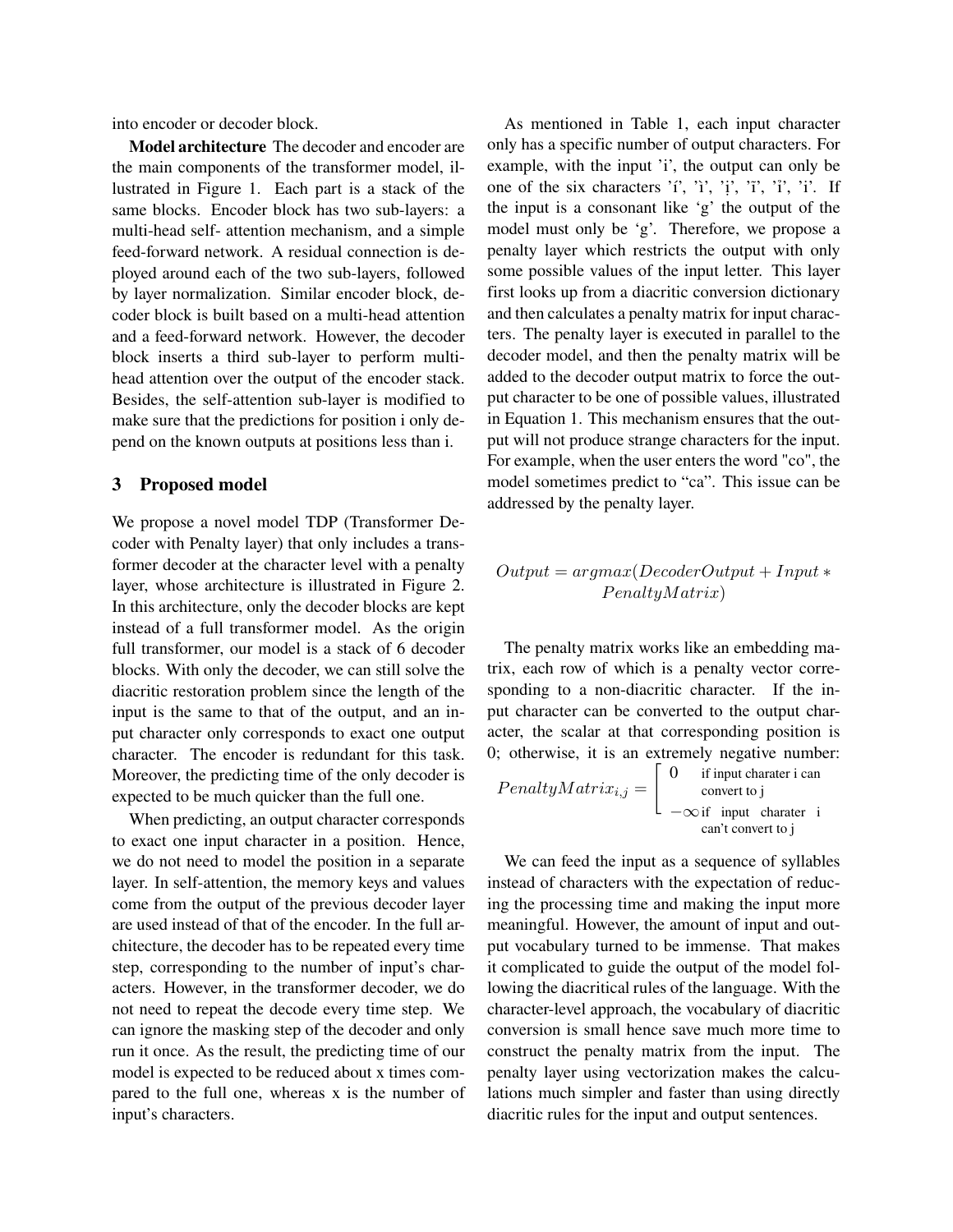into encoder or decoder block.

**Model architecture** The decoder and encoder are the main components of the transformer model, illustrated in Figure 1. Each part is a stack of the same blocks. Encoder block has two sub-layers: a multi-head self- attention mechanism, and a simple feed-forward network. A residual connection is deployed around each of the two sub-layers, followed by layer normalization. Similar encoder block, decoder block is built based on a multi-head attention and a feed-forward network. However, the decoder block inserts a third sub-layer to perform multi-head attention over the output of the encoder stack. Besides, the self-attention sub-layer is modified to make sure that the predictions for position i only depend on the known outputs at positions less than i.

## 3 Proposed model

We propose a novel model TDP (Transformer Decoder with Penalty layer) that only includes a transformer decoder at the character level with a penalty layer, whose architecture is illustrated in Figure 2. In this architecture, only the decoder blocks are kept instead of a full transformer model. As the origin full transformer, our model is a stack of 6 decoder blocks. With only the decoder, we can still solve the diacritic restoration problem since the length of the input is the same to that of the output, and an input character only corresponds to exact one output character. The encoder is redundant for this task. Moreover, the predicting time of the only decoder is expected to be much quicker than the full one.

When predicting, an output character corresponds to exact one input character in a position. Hence, we do not need to model the position in a separate layer. In self-attention, the memory keys and values come from the output of the previous decoder layer are used instead of that of the encoder. In the full architecture, the decoder has to be repeated every time step, corresponding to the number of input's characters. However, in the transformer decoder, we do not need to repeat the decode every time step. We can ignore the masking step of the decoder and only run it once. As the result, the predicting time of our model is expected to be reduced about x times compared to the full one, whereas x is the number of input's characters.

As mentioned in Table 1, each input character only has a specific number of output characters. For example, with the input 'i', the output can only be one of the six characters 'í', 'ì', 'ị', 'ĩ', 'ỉ', 'i'. If the input is a consonant like 'g' the output of the model must only be 'g'. Therefore, we propose a penalty layer which restricts the output with only some possible values of the input letter. This layer first looks up from a diacritic conversion dictionary and then calculates a penalty matrix for input characters. The penalty layer is executed in parallel to the decoder model, and then the penalty matrix will be added to the decoder output matrix to force the output character to be one of possible values, illustrated in Equation 1. This mechanism ensures that the output will not produce strange characters for the input. For example, when the user enters the word "co", the model sometimes predict to "ca". This issue can be addressed by the penalty layer.

$$Output = argmax(DecoderOutput + Input * PenaltyMatrix)$$

The penalty matrix works like an embedding matrix, each row of which is a penalty vector corresponding to a non-diacritic character. If the input character can be converted to the output character, the scalar at that corresponding position is 0; otherwise, it is an extremely negative number:

$$PenaltyMatrix_{i,j} = \begin{cases} 0 & \text{if input charater i can convert to j} \\ -\infty & \text{if input charater i can't convert to j} \end{cases}$$

We can feed the input as a sequence of syllables instead of characters with the expectation of reducing the processing time and making the input more meaningful. However, the amount of input and output vocabulary turned to be immense. That makes it complicated to guide the output of the model following the diacritical rules of the language. With the character-level approach, the vocabulary of diacritic conversion is small hence save much more time to construct the penalty matrix from the input. The penalty layer using vectorization makes the calculations much simpler and faster than using directly diacritic rules for the input and output sentences.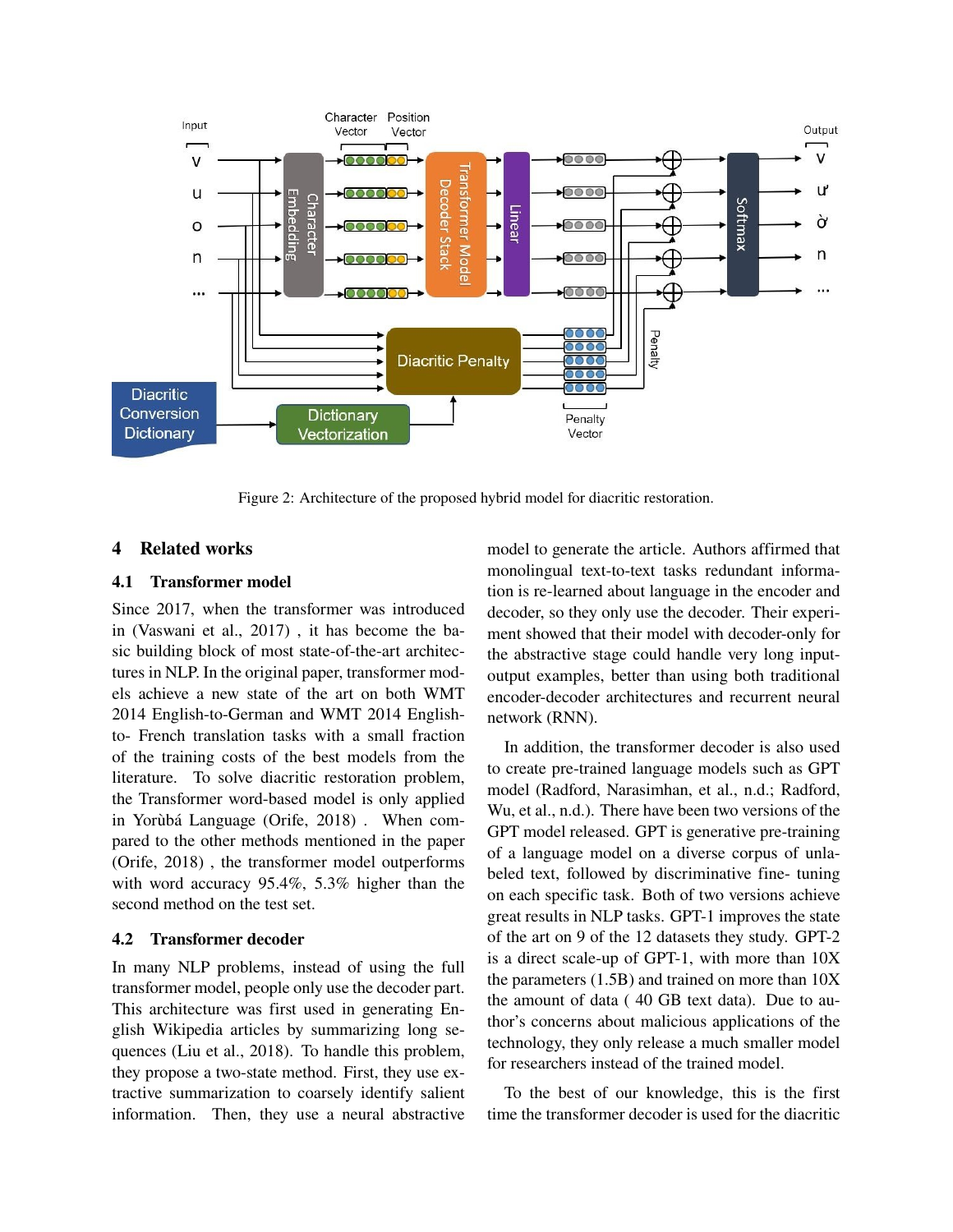Figure 2: Architecture of the proposed hybrid model for diacritic restoration.

## 4 Related works

### 4.1 Transformer model

Since 2017, when the transformer was introduced in (Vaswani et al., 2017) , it has become the basic building block of most state-of-the-art architectures in NLP. In the original paper, transformer models achieve a new state of the art on both WMT 2014 English-to-German and WMT 2014 English-to- French translation tasks with a small fraction of the training costs of the best models from the literature. To solve diacritic restoration problem, the Transformer word-based model is only applied in Yorùbá Language (Orife, 2018) . When compared to the other methods mentioned in the paper (Orife, 2018) , the transformer model outperforms with word accuracy 95.4%, 5.3% higher than the second method on the test set.

### 4.2 Transformer decoder

In many NLP problems, instead of using the full transformer model, people only use the decoder part. This architecture was first used in generating English Wikipedia articles by summarizing long sequences (Liu et al., 2018). To handle this problem, they propose a two-state method. First, they use extractive summarization to coarsely identify salient information. Then, they use a neural abstractive model to generate the article. Authors affirmed that monolingual text-to-text tasks redundant information is re-learned about language in the encoder and decoder, so they only use the decoder. Their experiment showed that their model with decoder-only for the abstractive stage could handle very long input-output examples, better than using both traditional encoder-decoder architectures and recurrent neural network (RNN).

In addition, the transformer decoder is also used to create pre-trained language models such as GPT model (Radford, Narasimhan, et al., n.d.; Radford, Wu, et al., n.d.). There have been two versions of the GPT model released. GPT is generative pre-training of a language model on a diverse corpus of unlabeled text, followed by discriminative fine- tuning on each specific task. Both of two versions achieve great results in NLP tasks. GPT-1 improves the state of the art on 9 of the 12 datasets they study. GPT-2 is a direct scale-up of GPT-1, with more than 10X the parameters (1.5B) and trained on more than 10X the amount of data ( 40 GB text data). Due to author's concerns about malicious applications of the technology, they only release a much smaller model for researchers instead of the trained model.

To the best of our knowledge, this is the first time the transformer decoder is used for the diacritic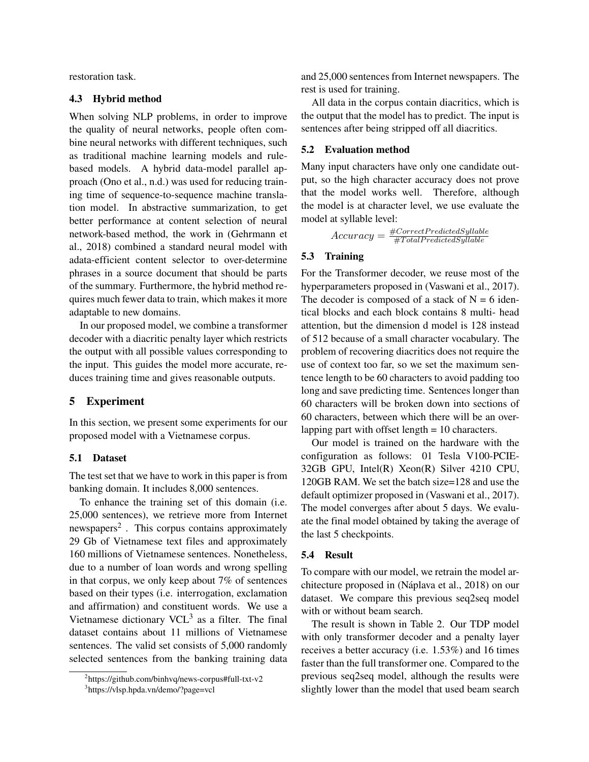restoration task.

### 4.3 Hybrid method

When solving NLP problems, in order to improve the quality of neural networks, people often combine neural networks with different techniques, such as traditional machine learning models and rule-based models. A hybrid data-model parallel approach (Ono et al., n.d.) was used for reducing training time of sequence-to-sequence machine translation model. In abstractive summarization, to get better performance at content selection of neural network-based method, the work in (Gehrmann et al., 2018) combined a standard neural model with adata-efficient content selector to over-determine phrases in a source document that should be parts of the summary. Furthermore, the hybrid method requires much fewer data to train, which makes it more adaptable to new domains.

In our proposed model, we combine a transformer decoder with a diacritic penalty layer which restricts the output with all possible values corresponding to the input. This guides the model more accurate, reduces training time and gives reasonable outputs.

## 5 Experiment

In this section, we present some experiments for our proposed model with a Vietnamese corpus.

### 5.1 Dataset

The test set that we have to work in this paper is from banking domain. It includes 8,000 sentences.

To enhance the training set of this domain (i.e. 25,000 sentences), we retrieve more from Internet newspapers[2] . This corpus contains approximately 29 Gb of Vietnamese text files and approximately 160 millions of Vietnamese sentences. Nonetheless, due to a number of loan words and wrong spelling in that corpus, we only keep about 7% of sentences based on their types (i.e. interrogation, exclamation and affirmation) and constituent words. We use a Vietnamese dictionary VCL[3] as a filter. The final dataset contains about 11 millions of Vietnamese sentences. The valid set consists of 5,000 randomly selected sentences from the banking training data and 25,000 sentences from Internet newspapers. The rest is used for training.

All data in the corpus contain diacritics, which is the output that the model has to predict. The input is sentences after being stripped off all diacritics.

### 5.2 Evaluation method

Many input characters have only one candidate output, so the high character accuracy does not prove that the model works well. Therefore, although the model is at character level, we use evaluate the model at syllable level:

$$Accuracy = \frac{\#CorrectPredictedSyllable}{\#TotalPredictedSyllable}$$

### 5.3 Training

For the Transformer decoder, we reuse most of the hyperparameters proposed in (Vaswani et al., 2017). The decoder is composed of a stack of N = 6 identical blocks and each block contains 8 multi- head attention, but the dimension d model is 128 instead of 512 because of a small character vocabulary. The problem of recovering diacritics does not require the use of context too far, so we set the maximum sentence length to be 60 characters to avoid padding too long and save predicting time. Sentences longer than 60 characters will be broken down into sections of 60 characters, between which there will be an overlapping part with offset length = 10 characters.

Our model is trained on the hardware with the configuration as follows: 01 Tesla V100-PCIE-32GB GPU, Intel(R) Xeon(R) Silver 4210 CPU, 120GB RAM. We set the batch size=128 and use the default optimizer proposed in (Vaswani et al., 2017). The model converges after about 5 days. We evaluate the final model obtained by taking the average of the last 5 checkpoints.

### 5.4 Result

To compare with our model, we retrain the model architecture proposed in (Náplava et al., 2018) on our dataset. We compare this previous seq2seq model with or without beam search.

The result is shown in Table 2. Our TDP model with only transformer decoder and a penalty layer receives a better accuracy (i.e. 1.53%) and 16 times faster than the full transformer one. Compared to the previous seq2seq model, although the results were slightly lower than the model that used beam search

[2] https://github.com/binhvq/news-corpus#full-txt-v2

[3] https://vlsp.hpda.vn/demo/?page=vcl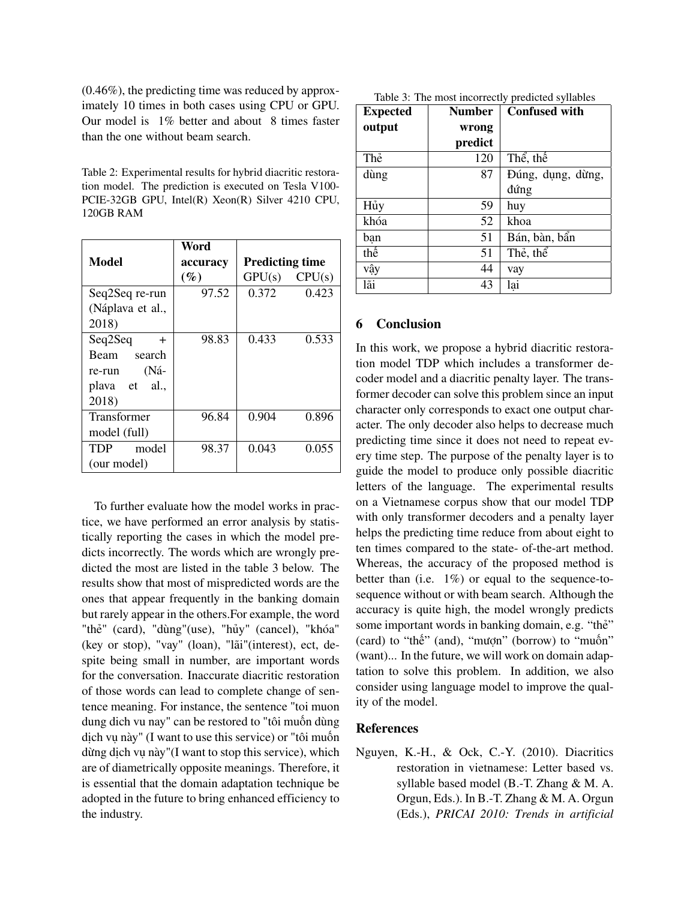(0.46%), the predicting time was reduced by approximately 10 times in both cases using CPU or GPU. Our model is 1% better and about 8 times faster than the one without beam search.

Table 2: Experimental results for hybrid diacritic restoration model. The prediction is executed on Tesla V100-PCIE-32GB GPU, Intel(R) Xeon(R) Silver 4210 CPU, 120GB RAM

| Model | Word accuracy (%) | Predicting time | |
|---|---|---|---|
| | | GPU(s) | CPU(s) |
| Seq2Seq re-run (Náplava et al., 2018) | 97.52 | 0.372 | 0.423 |
| Seq2Seq + Beam search re-run (Náplava et al., 2018) | 98.83 | 0.433 | 0.533 |
| Transformer model (full) | 96.84 | 0.904 | 0.896 |
| TDP model (our model) | 98.37 | 0.043 | 0.055 |

To further evaluate how the model works in practice, we have performed an error analysis by statistically reporting the cases in which the model predicts incorrectly. The words which are wrongly predicted the most are listed in the table 3 below. The results show that most of mispredicted words are the ones that appear frequently in the banking domain but rarely appear in the others.For example, the word "thẻ" (card), "dùng"(use), "hủy" (cancel), "khóa" (key or stop), "vay" (loan), "lãi"(interest), ect, despite being small in number, are important words for the conversation. Inaccurate diacritic restoration of those words can lead to complete change of sentence meaning. For instance, the sentence "toi muon dung dich vu nay" can be restored to "tôi muốn dùng dịch vụ này" (I want to use this service) or "tôi muốn dừng dịch vụ này"(I want to stop this service), which are of diametrically opposite meanings. Therefore, it is essential that the domain adaptation technique be adopted in the future to bring enhanced efficiency to the industry.

Table 3: The most incorrectly predicted syllables

| Expected output | Number wrong predict | Confused with |
|---|---|---|
| Thẻ | 120 | Thể, thế |
| dùng | 87 | Đúng, dụng, dừng, đứng |
| Hủy | 59 | huy |
| khóa | 52 | khoa |
| bạn | 51 | Bán, bàn, bẩn |
| thế | 51 | Thẻ, thể |
| vậy | 44 | vay |
| lãi | 43 | lại |

## 6 Conclusion

In this work, we propose a hybrid diacritic restoration model TDP which includes a transformer decoder model and a diacritic penalty layer. The transformer decoder can solve this problem since an input character only corresponds to exact one output character. The only decoder also helps to decrease much predicting time since it does not need to repeat every time step. The purpose of the penalty layer is to guide the model to produce only possible diacritic letters of the language. The experimental results on a Vietnamese corpus show that our model TDP with only transformer decoders and a penalty layer helps the predicting time reduce from about eight to ten times compared to the state- of-the-art method. Whereas, the accuracy of the proposed method is better than (i.e. 1%) or equal to the sequence-to-sequence without or with beam search. Although the accuracy is quite high, the model wrongly predicts some important words in banking domain, e.g. "thẻ" (card) to "thế" (and), "mượn" (borrow) to "muốn" (want)... In the future, we will work on domain adaptation to solve this problem. In addition, we also consider using language model to improve the quality of the model.

## References

Nguyen, K.-H., & Ock, C.-Y. (2010). Diacritics restoration in vietnamese: Letter based vs. syllable based model (B.-T. Zhang & M. A. Orgun, Eds.). In B.-T. Zhang & M. A. Orgun (Eds.), *PRICAI 2010: Trends in artificial*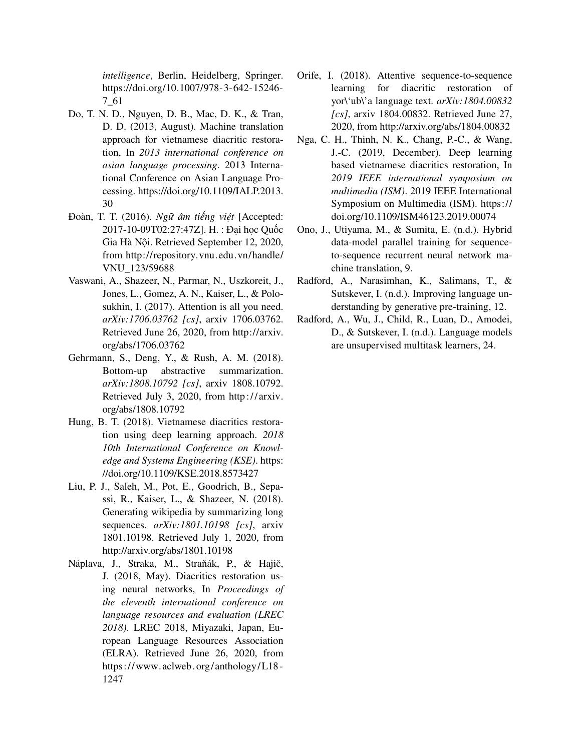*intelligence*, Berlin, Heidelberg, Springer. https://doi.org/10.1007/978-3-642-15246-7_61

Do, T. N. D., Nguyen, D. B., Mac, D. K., & Tran, D. D. (2013, August). Machine translation approach for vietnamese diacritic restoration, In *2013 international conference on asian language processing*. 2013 International Conference on Asian Language Processing. https://doi.org/10.1109/IALP.2013.30

Đoàn, T. T. (2016). *Ngữ âm tiếng việt* [Accepted: 2017-10-09T02:27:47Z]. H. : Đại học Quốc Gia Hà Nội. Retrieved September 12, 2020, from http://repository.vnu.edu.vn/handle/VNU_123/59688

Vaswani, A., Shazeer, N., Parmar, N., Uszkoreit, J., Jones, L., Gomez, A. N., Kaiser, L., & Polosukhin, I. (2017). Attention is all you need. *arXiv:1706.03762 [cs]*, arxiv 1706.03762. Retrieved June 26, 2020, from http://arxiv.org/abs/1706.03762

Gehrmann, S., Deng, Y., & Rush, A. M. (2018). Bottom-up abstractive summarization. *arXiv:1808.10792 [cs]*, arxiv 1808.10792. Retrieved July 3, 2020, from http://arxiv.org/abs/1808.10792

Hung, B. T. (2018). Vietnamese diacritics restoration using deep learning approach. *2018 10th International Conference on Knowledge and Systems Engineering (KSE)*. https://doi.org/10.1109/KSE.2018.8573427

Liu, P. J., Saleh, M., Pot, E., Goodrich, B., Sepassi, R., Kaiser, L., & Shazeer, N. (2018). Generating wikipedia by summarizing long sequences. *arXiv:1801.10198 [cs]*, arxiv 1801.10198. Retrieved July 1, 2020, from http://arxiv.org/abs/1801.10198

Náplava, J., Straka, M., Straňák, P., & Hajič, J. (2018, May). Diacritics restoration using neural networks, In *Proceedings of the eleventh international conference on language resources and evaluation (LREC 2018)*. LREC 2018, Miyazaki, Japan, European Language Resources Association (ELRA). Retrieved June 26, 2020, from https://www.aclweb.org/anthology/L18-1247

Orife, I. (2018). Attentive sequence-to-sequence learning for diacritic restoration of yor\'ub\'a language text. *arXiv:1804.00832 [cs]*, arxiv 1804.00832. Retrieved June 27, 2020, from http://arxiv.org/abs/1804.00832

Nga, C. H., Thinh, N. K., Chang, P.-C., & Wang, J.-C. (2019, December). Deep learning based vietnamese diacritics restoration, In *2019 IEEE international symposium on multimedia (ISM)*. 2019 IEEE International Symposium on Multimedia (ISM). https://doi.org/10.1109/ISM46123.2019.00074

Ono, J., Utiyama, M., & Sumita, E. (n.d.). Hybrid data-model parallel training for sequence-to-sequence recurrent neural network machine translation, 9.

Radford, A., Narasimhan, K., Salimans, T., & Sutskever, I. (n.d.). Improving language understanding by generative pre-training, 12.

Radford, A., Wu, J., Child, R., Luan, D., Amodei, D., & Sutskever, I. (n.d.). Language models are unsupervised multitask learners, 24.